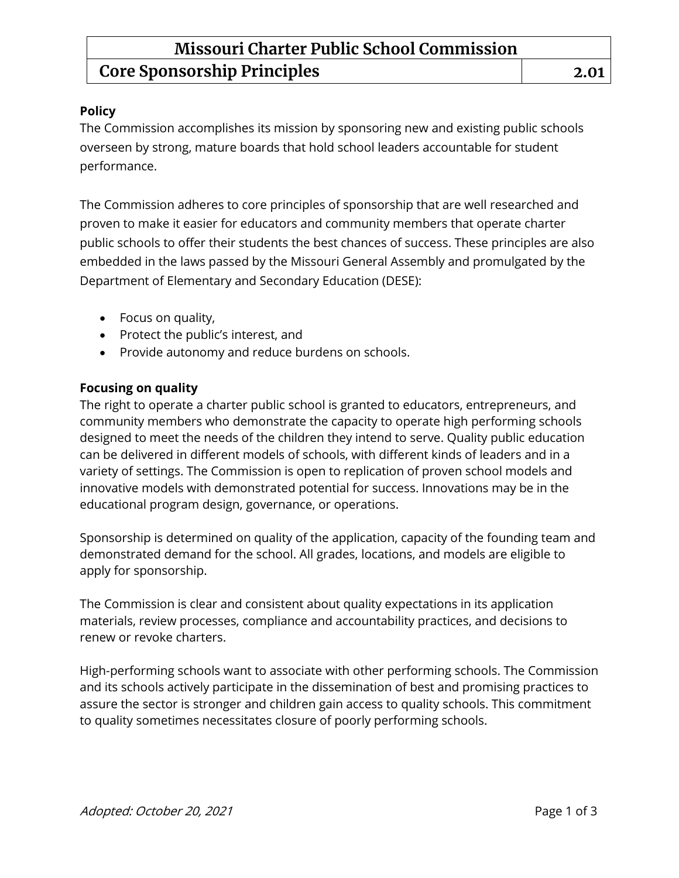# Missouri Charter Public School Commission

## Core Sponsorship Principles — 2.01

**Policy**

The Commission accomplishes its mission by sponsoring new and existing public schools overseen by strong, mature boards that hold school leaders accountable for student performance.

The Commission adheres to core principles of sponsorship that are well researched and proven to make it easier for educators and community members that operate charter public schools to offer their students the best chances of success. These principles are also embedded in the laws passed by the Missouri General Assembly and promulgated by the Department of Elementary and Secondary Education (DESE):

- Focus on quality,
- Protect the public's interest, and
- Provide autonomy and reduce burdens on schools.

**Focusing on quality**

The right to operate a charter public school is granted to educators, entrepreneurs, and community members who demonstrate the capacity to operate high performing schools designed to meet the needs of the children they intend to serve. Quality public education can be delivered in different models of schools, with different kinds of leaders and in a variety of settings. The Commission is open to replication of proven school models and innovative models with demonstrated potential for success. Innovations may be in the educational program design, governance, or operations.

Sponsorship is determined on quality of the application, capacity of the founding team and demonstrated demand for the school. All grades, locations, and models are eligible to apply for sponsorship.

The Commission is clear and consistent about quality expectations in its application materials, review processes, compliance and accountability practices, and decisions to renew or revoke charters.

High-performing schools want to associate with other performing schools. The Commission and its schools actively participate in the dissemination of best and promising practices to assure the sector is stronger and children gain access to quality schools. This commitment to quality sometimes necessitates closure of poorly performing schools.

*Adopted: October 20, 2021*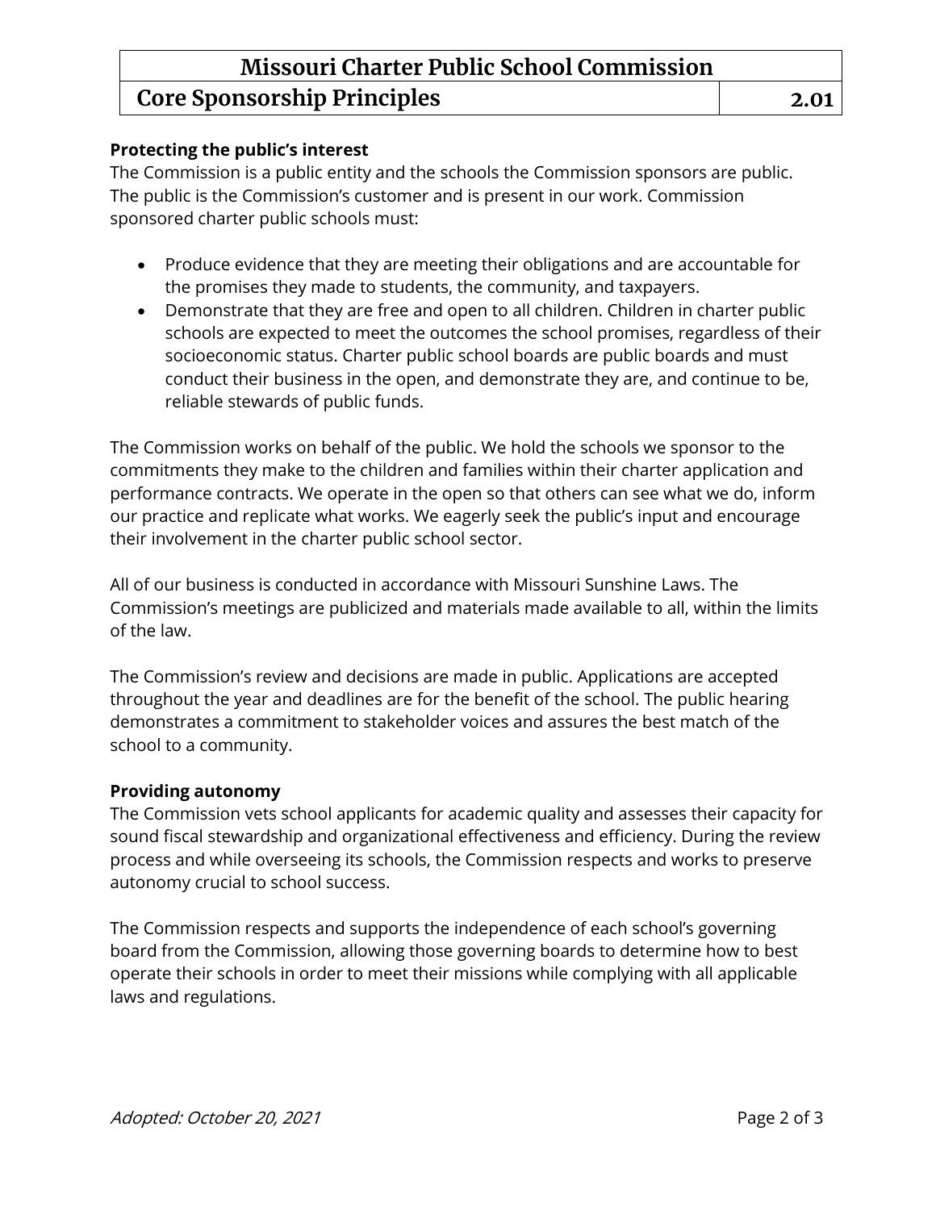**Protecting the public's interest**

The Commission is a public entity and the schools the Commission sponsors are public. The public is the Commission's customer and is present in our work. Commission sponsored charter public schools must:

- Produce evidence that they are meeting their obligations and are accountable for the promises they made to students, the community, and taxpayers.
- Demonstrate that they are free and open to all children. Children in charter public schools are expected to meet the outcomes the school promises, regardless of their socioeconomic status. Charter public school boards are public boards and must conduct their business in the open, and demonstrate they are, and continue to be, reliable stewards of public funds.

The Commission works on behalf of the public. We hold the schools we sponsor to the commitments they make to the children and families within their charter application and performance contracts. We operate in the open so that others can see what we do, inform our practice and replicate what works. We eagerly seek the public's input and encourage their involvement in the charter public school sector.

All of our business is conducted in accordance with Missouri Sunshine Laws. The Commission's meetings are publicized and materials made available to all, within the limits of the law.

The Commission's review and decisions are made in public. Applications are accepted throughout the year and deadlines are for the benefit of the school. The public hearing demonstrates a commitment to stakeholder voices and assures the best match of the school to a community.

**Providing autonomy**

The Commission vets school applicants for academic quality and assesses their capacity for sound fiscal stewardship and organizational effectiveness and efficiency. During the review process and while overseeing its schools, the Commission respects and works to preserve autonomy crucial to school success.

The Commission respects and supports the independence of each school's governing board from the Commission, allowing those governing boards to determine how to best operate their schools in order to meet their missions while complying with all applicable laws and regulations.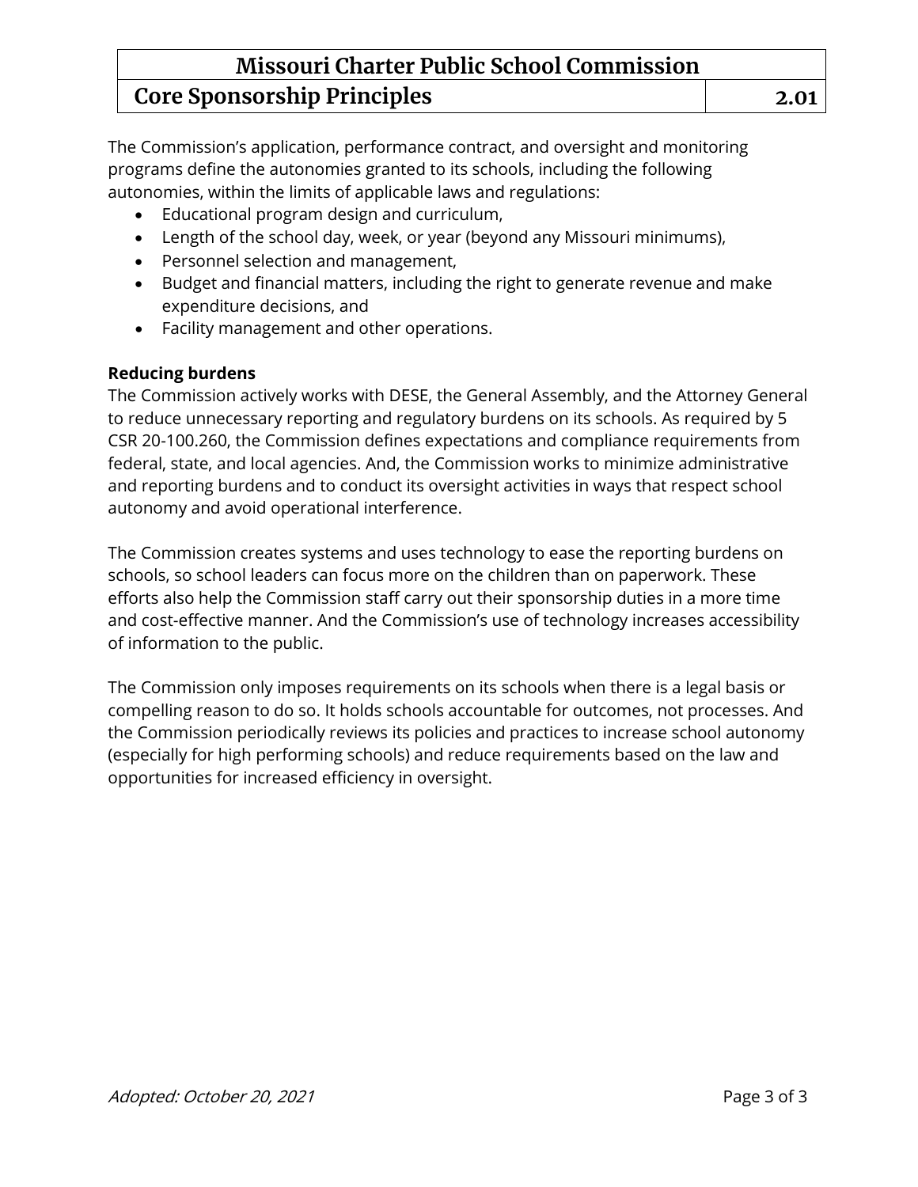The Commission's application, performance contract, and oversight and monitoring programs define the autonomies granted to its schools, including the following autonomies, within the limits of applicable laws and regulations:

- Educational program design and curriculum,
- Length of the school day, week, or year (beyond any Missouri minimums),
- Personnel selection and management,
- Budget and financial matters, including the right to generate revenue and make expenditure decisions, and
- Facility management and other operations.

**Reducing burdens**

The Commission actively works with DESE, the General Assembly, and the Attorney General to reduce unnecessary reporting and regulatory burdens on its schools. As required by 5 CSR 20-100.260, the Commission defines expectations and compliance requirements from federal, state, and local agencies. And, the Commission works to minimize administrative and reporting burdens and to conduct its oversight activities in ways that respect school autonomy and avoid operational interference.

The Commission creates systems and uses technology to ease the reporting burdens on schools, so school leaders can focus more on the children than on paperwork. These efforts also help the Commission staff carry out their sponsorship duties in a more time and cost-effective manner. And the Commission's use of technology increases accessibility of information to the public.

The Commission only imposes requirements on its schools when there is a legal basis or compelling reason to do so. It holds schools accountable for outcomes, not processes. And the Commission periodically reviews its policies and practices to increase school autonomy (especially for high performing schools) and reduce requirements based on the law and opportunities for increased efficiency in oversight.